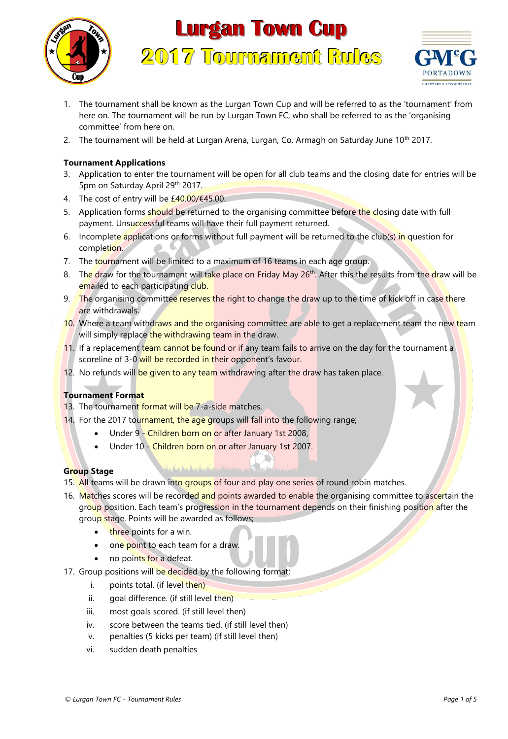# Lurgan Town Cup
# 2017 Tournament Rules

1. The tournament shall be known as the Lurgan Town Cup and will be referred to as the 'tournament' from here on. The tournament will be run by Lurgan Town FC, who shall be referred to as the 'organising committee' from here on.
2. The tournament will be held at Lurgan Arena, Lurgan, Co. Armagh on Saturday June 10th 2017.

**Tournament Applications**

3. Application to enter the tournament will be open for all club teams and the closing date for entries will be 5pm on Saturday April 29th 2017.
4. The cost of entry will be £40.00/€45.00.
5. Application forms should be returned to the organising committee before the closing date with full payment. Unsuccessful teams will have their full payment returned.
6. Incomplete applications or forms without full payment will be returned to the club(s) in question for completion.
7. The tournament will be limited to a maximum of 16 teams in each age group.
8. The draw for the tournament will take place on Friday May 26th. After this the results from the draw will be emailed to each participating club.
9. The organising committee reserves the right to change the draw up to the time of kick off in case there are withdrawals.
10. Where a team withdraws and the organising committee are able to get a replacement team the new team will simply replace the withdrawing team in the draw.
11. If a replacement team cannot be found or if any team fails to arrive on the day for the tournament a scoreline of 3-0 will be recorded in their opponent's favour.
12. No refunds will be given to any team withdrawing after the draw has taken place.

**Tournament Format**

13. The tournament format will be 7-a-side matches.
14. For the 2017 tournament, the age groups will fall into the following range;
    - Under 9 - Children born on or after January 1st 2008,
    - Under 10 - Children born on or after January 1st 2007.

**Group Stage**

15. All teams will be drawn into groups of four and play one series of round robin matches.
16. Matches scores will be recorded and points awarded to enable the organising committee to ascertain the group position. Each team's progression in the tournament depends on their finishing position after the group stage. Points will be awarded as follows;
    - three points for a win.
    - one point to each team for a draw.
    - no points for a defeat.
17. Group positions will be decided by the following format;
    i. points total. (if level then)
    ii. goal difference. (if still level then)
    iii. most goals scored. (if still level then)
    iv. score between the teams tied. (if still level then)
    v. penalties (5 kicks per team) (if still level then)
    vi. sudden death penalties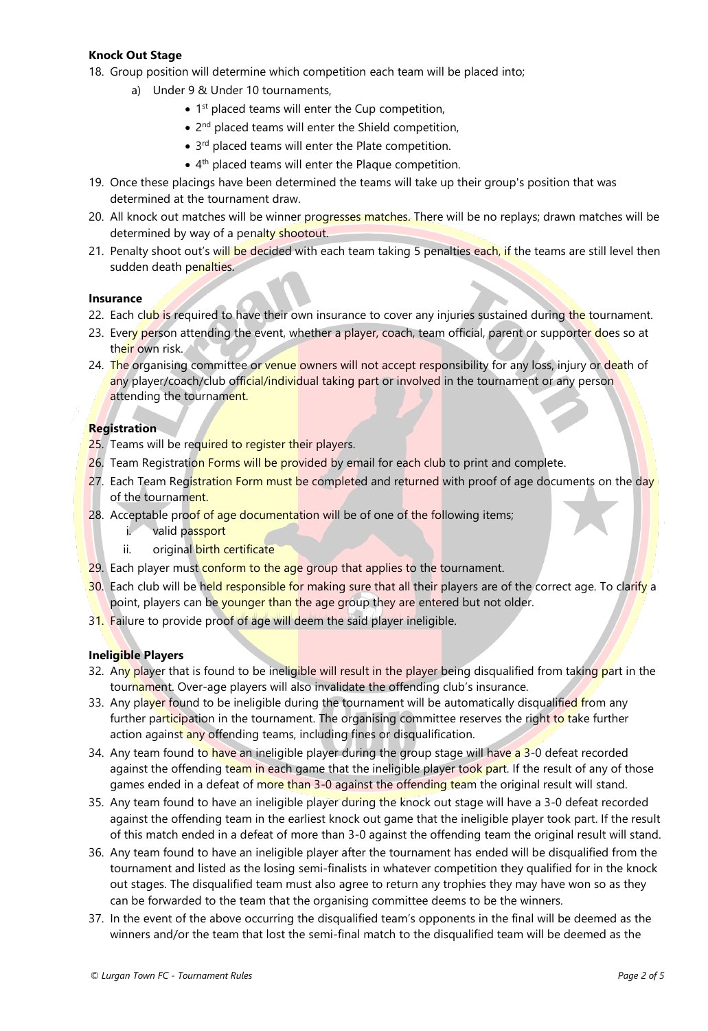**Knock Out Stage**

18. Group position will determine which competition each team will be placed into;
    a) Under 9 & Under 10 tournaments,
        - 1st placed teams will enter the Cup competition,
        - 2nd placed teams will enter the Shield competition,
        - 3rd placed teams will enter the Plate competition.
        - 4th placed teams will enter the Plaque competition.
19. Once these placings have been determined the teams will take up their group's position that was determined at the tournament draw.
20. All knock out matches will be winner progresses matches. There will be no replays; drawn matches will be determined by way of a penalty shootout.
21. Penalty shoot out's will be decided with each team taking 5 penalties each, if the teams are still level then sudden death penalties.

**Insurance**

22. Each club is required to have their own insurance to cover any injuries sustained during the tournament.
23. Every person attending the event, whether a player, coach, team official, parent or supporter does so at their own risk.
24. The organising committee or venue owners will not accept responsibility for any loss, injury or death of any player/coach/club official/individual taking part or involved in the tournament or any person attending the tournament.

**Registration**

25. Teams will be required to register their players.
26. Team Registration Forms will be provided by email for each club to print and complete.
27. Each Team Registration Form must be completed and returned with proof of age documents on the day of the tournament.
28. Acceptable proof of age documentation will be of one of the following items;
    i. valid passport
    ii. original birth certificate
29. Each player must conform to the age group that applies to the tournament.
30. Each club will be held responsible for making sure that all their players are of the correct age. To clarify a point, players can be younger than the age group they are entered but not older.
31. Failure to provide proof of age will deem the said player ineligible.

**Ineligible Players**

32. Any player that is found to be ineligible will result in the player being disqualified from taking part in the tournament. Over-age players will also invalidate the offending club's insurance.
33. Any player found to be ineligible during the tournament will be automatically disqualified from any further participation in the tournament. The organising committee reserves the right to take further action against any offending teams, including fines or disqualification.
34. Any team found to have an ineligible player during the group stage will have a 3-0 defeat recorded against the offending team in each game that the ineligible player took part. If the result of any of those games ended in a defeat of more than 3-0 against the offending team the original result will stand.
35. Any team found to have an ineligible player during the knock out stage will have a 3-0 defeat recorded against the offending team in the earliest knock out game that the ineligible player took part. If the result of this match ended in a defeat of more than 3-0 against the offending team the original result will stand.
36. Any team found to have an ineligible player after the tournament has ended will be disqualified from the tournament and listed as the losing semi-finalists in whatever competition they qualified for in the knock out stages. The disqualified team must also agree to return any trophies they may have won so as they can be forwarded to the team that the organising committee deems to be the winners.
37. In the event of the above occurring the disqualified team's opponents in the final will be deemed as the winners and/or the team that lost the semi-final match to the disqualified team will be deemed as the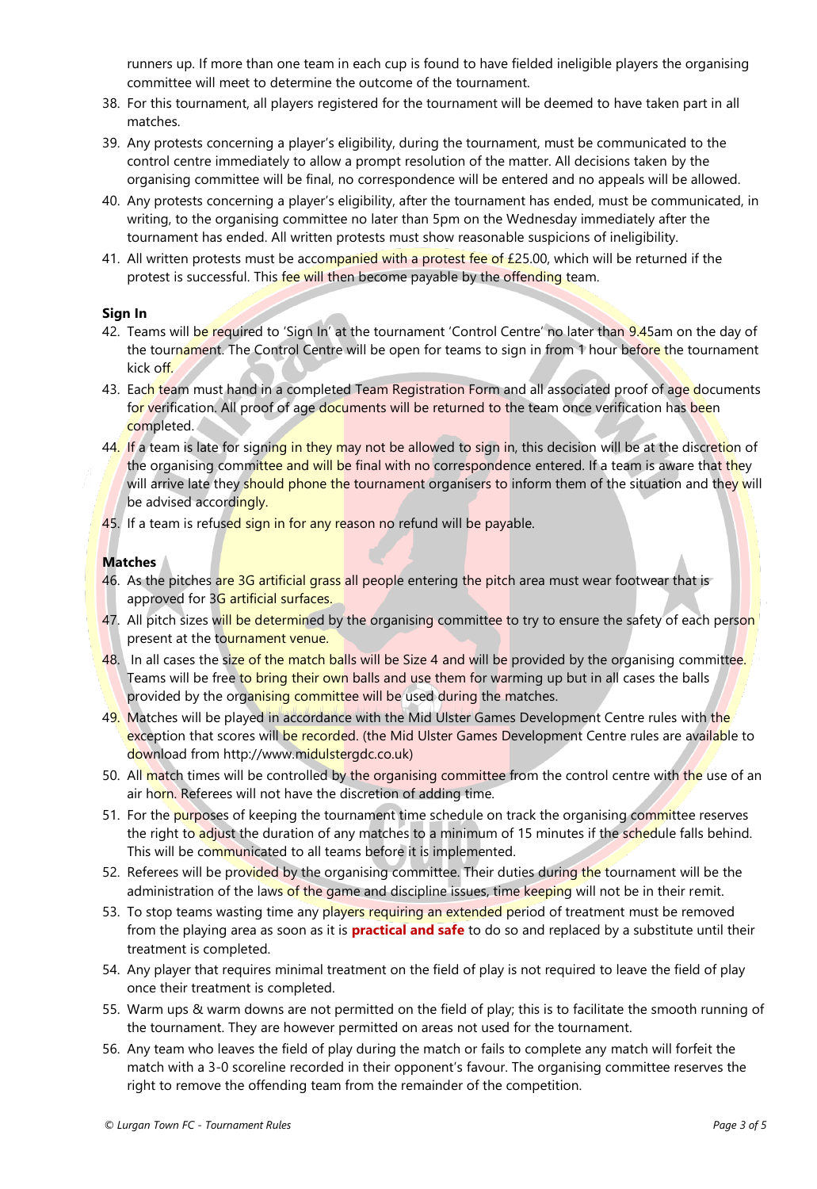runners up. If more than one team in each cup is found to have fielded ineligible players the organising committee will meet to determine the outcome of the tournament.

38. For this tournament, all players registered for the tournament will be deemed to have taken part in all matches.
39. Any protests concerning a player's eligibility, during the tournament, must be communicated to the control centre immediately to allow a prompt resolution of the matter. All decisions taken by the organising committee will be final, no correspondence will be entered and no appeals will be allowed.
40. Any protests concerning a player's eligibility, after the tournament has ended, must be communicated, in writing, to the organising committee no later than 5pm on the Wednesday immediately after the tournament has ended. All written protests must show reasonable suspicions of ineligibility.
41. All written protests must be accompanied with a protest fee of £25.00, which will be returned if the protest is successful. This fee will then become payable by the offending team.

**Sign In**

42. Teams will be required to 'Sign In' at the tournament 'Control Centre' no later than 9.45am on the day of the tournament. The Control Centre will be open for teams to sign in from 1 hour before the tournament kick off.
43. Each team must hand in a completed Team Registration Form and all associated proof of age documents for verification. All proof of age documents will be returned to the team once verification has been completed.
44. If a team is late for signing in they may not be allowed to sign in, this decision will be at the discretion of the organising committee and will be final with no correspondence entered. If a team is aware that they will arrive late they should phone the tournament organisers to inform them of the situation and they will be advised accordingly.
45. If a team is refused sign in for any reason no refund will be payable.

**Matches**

46. As the pitches are 3G artificial grass all people entering the pitch area must wear footwear that is approved for 3G artificial surfaces.
47. All pitch sizes will be determined by the organising committee to try to ensure the safety of each person present at the tournament venue.
48. In all cases the size of the match balls will be Size 4 and will be provided by the organising committee. Teams will be free to bring their own balls and use them for warming up but in all cases the balls provided by the organising committee will be used during the matches.
49. Matches will be played in accordance with the Mid Ulster Games Development Centre rules with the exception that scores will be recorded. (the Mid Ulster Games Development Centre rules are available to download from http://www.midulstergdc.co.uk)
50. All match times will be controlled by the organising committee from the control centre with the use of an air horn. Referees will not have the discretion of adding time.
51. For the purposes of keeping the tournament time schedule on track the organising committee reserves the right to adjust the duration of any matches to a minimum of 15 minutes if the schedule falls behind. This will be communicated to all teams before it is implemented.
52. Referees will be provided by the organising committee. Their duties during the tournament will be the administration of the laws of the game and discipline issues, time keeping will not be in their remit.
53. To stop teams wasting time any players requiring an extended period of treatment must be removed from the playing area as soon as it is **practical and safe** to do so and replaced by a substitute until their treatment is completed.
54. Any player that requires minimal treatment on the field of play is not required to leave the field of play once their treatment is completed.
55. Warm ups & warm downs are not permitted on the field of play; this is to facilitate the smooth running of the tournament. They are however permitted on areas not used for the tournament.
56. Any team who leaves the field of play during the match or fails to complete any match will forfeit the match with a 3-0 scoreline recorded in their opponent's favour. The organising committee reserves the right to remove the offending team from the remainder of the competition.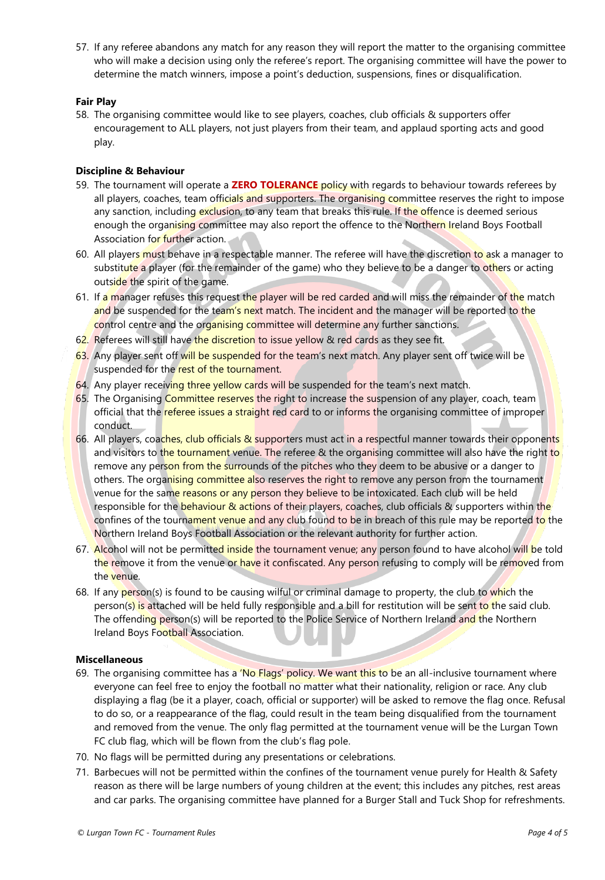57. If any referee abandons any match for any reason they will report the matter to the organising committee who will make a decision using only the referee's report. The organising committee will have the power to determine the match winners, impose a point's deduction, suspensions, fines or disqualification.

**Fair Play**

58. The organising committee would like to see players, coaches, club officials & supporters offer encouragement to ALL players, not just players from their team, and applaud sporting acts and good play.

**Discipline & Behaviour**

59. The tournament will operate a **ZERO TOLERANCE** policy with regards to behaviour towards referees by all players, coaches, team officials and supporters. The organising committee reserves the right to impose any sanction, including exclusion, to any team that breaks this rule. If the offence is deemed serious enough the organising committee may also report the offence to the Northern Ireland Boys Football Association for further action.
60. All players must behave in a respectable manner. The referee will have the discretion to ask a manager to substitute a player (for the remainder of the game) who they believe to be a danger to others or acting outside the spirit of the game.
61. If a manager refuses this request the player will be red carded and will miss the remainder of the match and be suspended for the team's next match. The incident and the manager will be reported to the control centre and the organising committee will determine any further sanctions.
62. Referees will still have the discretion to issue yellow & red cards as they see fit.
63. Any player sent off will be suspended for the team's next match. Any player sent off twice will be suspended for the rest of the tournament.
64. Any player receiving three yellow cards will be suspended for the team's next match.
65. The Organising Committee reserves the right to increase the suspension of any player, coach, team official that the referee issues a straight red card to or informs the organising committee of improper conduct.
66. All players, coaches, club officials & supporters must act in a respectful manner towards their opponents and visitors to the tournament venue. The referee & the organising committee will also have the right to remove any person from the surrounds of the pitches who they deem to be abusive or a danger to others. The organising committee also reserves the right to remove any person from the tournament venue for the same reasons or any person they believe to be intoxicated. Each club will be held responsible for the behaviour & actions of their players, coaches, club officials & supporters within the confines of the tournament venue and any club found to be in breach of this rule may be reported to the Northern Ireland Boys Football Association or the relevant authority for further action.
67. Alcohol will not be permitted inside the tournament venue; any person found to have alcohol will be told the remove it from the venue or have it confiscated. Any person refusing to comply will be removed from the venue.
68. If any person(s) is found to be causing wilful or criminal damage to property, the club to which the person(s) is attached will be held fully responsible and a bill for restitution will be sent to the said club. The offending person(s) will be reported to the Police Service of Northern Ireland and the Northern Ireland Boys Football Association.

**Miscellaneous**

69. The organising committee has a 'No Flags' policy. We want this to be an all-inclusive tournament where everyone can feel free to enjoy the football no matter what their nationality, religion or race. Any club displaying a flag (be it a player, coach, official or supporter) will be asked to remove the flag once. Refusal to do so, or a reappearance of the flag, could result in the team being disqualified from the tournament and removed from the venue. The only flag permitted at the tournament venue will be the Lurgan Town FC club flag, which will be flown from the club's flag pole.
70. No flags will be permitted during any presentations or celebrations.
71. Barbecues will not be permitted within the confines of the tournament venue purely for Health & Safety reason as there will be large numbers of young children at the event; this includes any pitches, rest areas and car parks. The organising committee have planned for a Burger Stall and Tuck Shop for refreshments.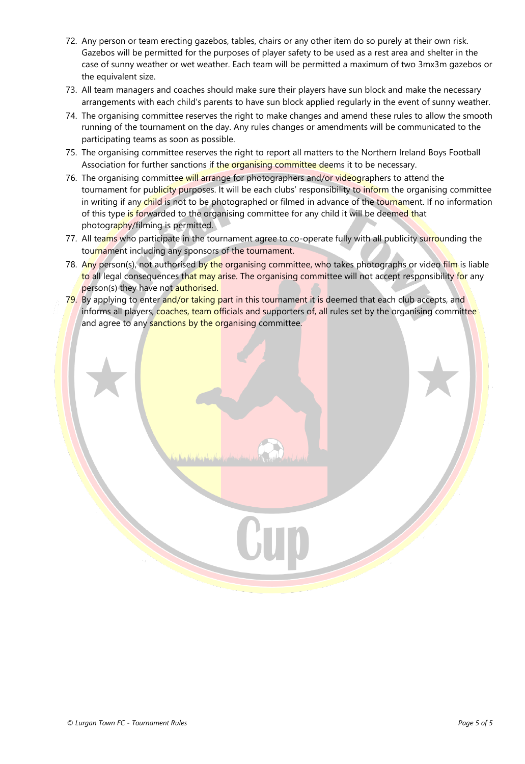72. Any person or team erecting gazebos, tables, chairs or any other item do so purely at their own risk. Gazebos will be permitted for the purposes of player safety to be used as a rest area and shelter in the case of sunny weather or wet weather. Each team will be permitted a maximum of two 3mx3m gazebos or the equivalent size.
73. All team managers and coaches should make sure their players have sun block and make the necessary arrangements with each child's parents to have sun block applied regularly in the event of sunny weather.
74. The organising committee reserves the right to make changes and amend these rules to allow the smooth running of the tournament on the day. Any rules changes or amendments will be communicated to the participating teams as soon as possible.
75. The organising committee reserves the right to report all matters to the Northern Ireland Boys Football Association for further sanctions if the organising committee deems it to be necessary.
76. The organising committee will arrange for photographers and/or videographers to attend the tournament for publicity purposes. It will be each clubs' responsibility to inform the organising committee in writing if any child is not to be photographed or filmed in advance of the tournament. If no information of this type is forwarded to the organising committee for any child it will be deemed that photography/filming is permitted.
77. All teams who participate in the tournament agree to co-operate fully with all publicity surrounding the tournament including any sponsors of the tournament.
78. Any person(s), not authorised by the organising committee, who takes photographs or video film is liable to all legal consequences that may arise. The organising committee will not accept responsibility for any person(s) they have not authorised.
79. By applying to enter and/or taking part in this tournament it is deemed that each club accepts, and informs all players, coaches, team officials and supporters of, all rules set by the organising committee and agree to any sanctions by the organising committee.